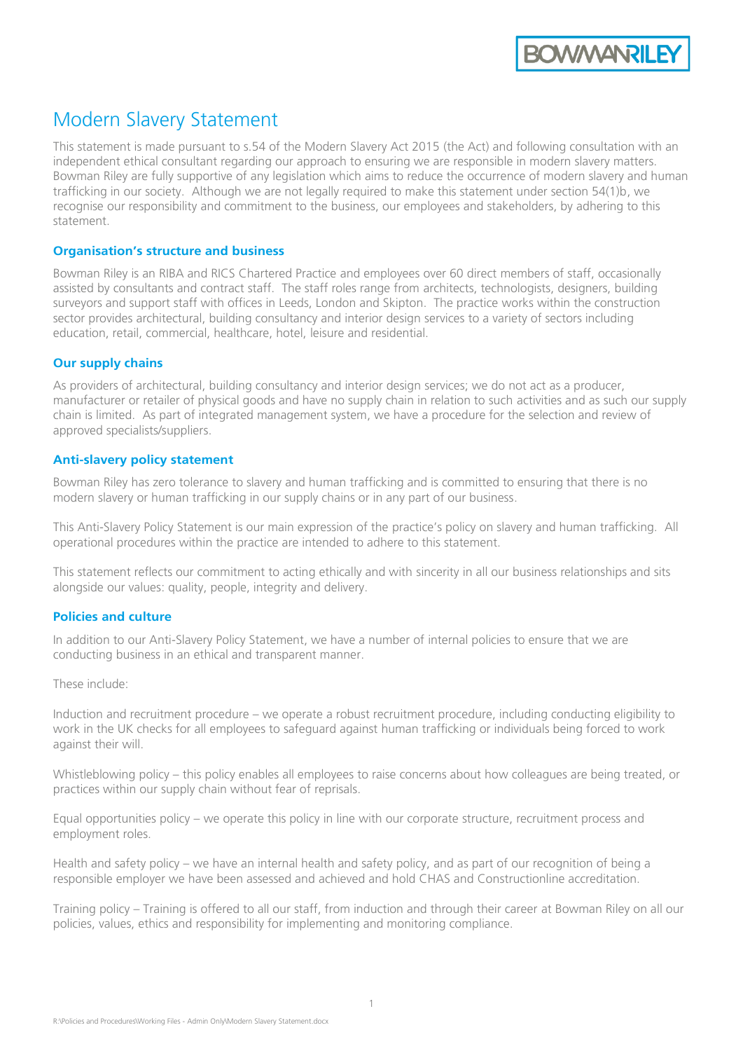# Modern Slavery Statement

This statement is made pursuant to s.54 of the Modern Slavery Act 2015 (the Act) and following consultation with an independent ethical consultant regarding our approach to ensuring we are responsible in modern slavery matters. Bowman Riley are fully supportive of any legislation which aims to reduce the occurrence of modern slavery and human trafficking in our society. Although we are not legally required to make this statement under section 54(1)b, we recognise our responsibility and commitment to the business, our employees and stakeholders, by adhering to this statement.

### Organisation's structure and business

Bowman Riley is an RIBA and RICS Chartered Practice and employees over 60 direct members of staff, occasionally assisted by consultants and contract staff. The staff roles range from architects, technologists, designers, building surveyors and support staff with offices in Leeds, London and Skipton. The practice works within the construction sector provides architectural, building consultancy and interior design services to a variety of sectors including education, retail, commercial, healthcare, hotel, leisure and residential.

### Our supply chains

As providers of architectural, building consultancy and interior design services; we do not act as a producer, manufacturer or retailer of physical goods and have no supply chain in relation to such activities and as such our supply chain is limited. As part of integrated management system, we have a procedure for the selection and review of approved specialists/suppliers.

### Anti-slavery policy statement

Bowman Riley has zero tolerance to slavery and human trafficking and is committed to ensuring that there is no modern slavery or human trafficking in our supply chains or in any part of our business.

This Anti-Slavery Policy Statement is our main expression of the practice's policy on slavery and human trafficking. All operational procedures within the practice are intended to adhere to this statement.

This statement reflects our commitment to acting ethically and with sincerity in all our business relationships and sits alongside our values: quality, people, integrity and delivery.

### Policies and culture

In addition to our Anti-Slavery Policy Statement, we have a number of internal policies to ensure that we are conducting business in an ethical and transparent manner.

These include:

Induction and recruitment procedure – we operate a robust recruitment procedure, including conducting eligibility to work in the UK checks for all employees to safeguard against human trafficking or individuals being forced to work against their will.

Whistleblowing policy – this policy enables all employees to raise concerns about how colleagues are being treated, or practices within our supply chain without fear of reprisals.

Equal opportunities policy – we operate this policy in line with our corporate structure, recruitment process and employment roles.

Health and safety policy – we have an internal health and safety policy, and as part of our recognition of being a responsible employer we have been assessed and achieved and hold CHAS and Constructionline accreditation.

Training policy – Training is offered to all our staff, from induction and through their career at Bowman Riley on all our policies, values, ethics and responsibility for implementing and monitoring compliance.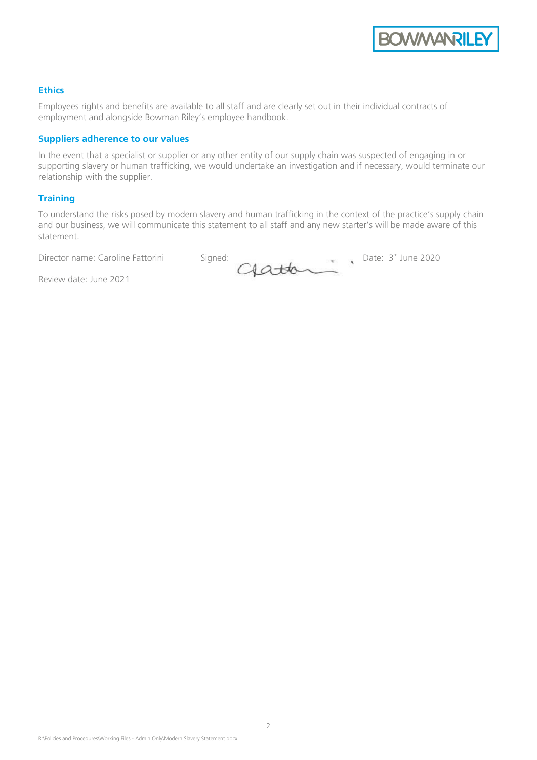### Ethics

Employees rights and benefits are available to all staff and are clearly set out in their individual contracts of employment and alongside Bowman Riley's employee handbook.

### Suppliers adherence to our values

In the event that a specialist or supplier or any other entity of our supply chain was suspected of engaging in or supporting slavery or human trafficking, we would undertake an investigation and if necessary, would terminate our relationship with the supplier.

### Training

To understand the risks posed by modern slavery and human trafficking in the context of the practice's supply chain and our business, we will communicate this statement to all staff and any new starter's will be made aware of this statement.

Director name: Caroline Fattorini Signed: Date: 3rd June 2020

Review date: June 2021